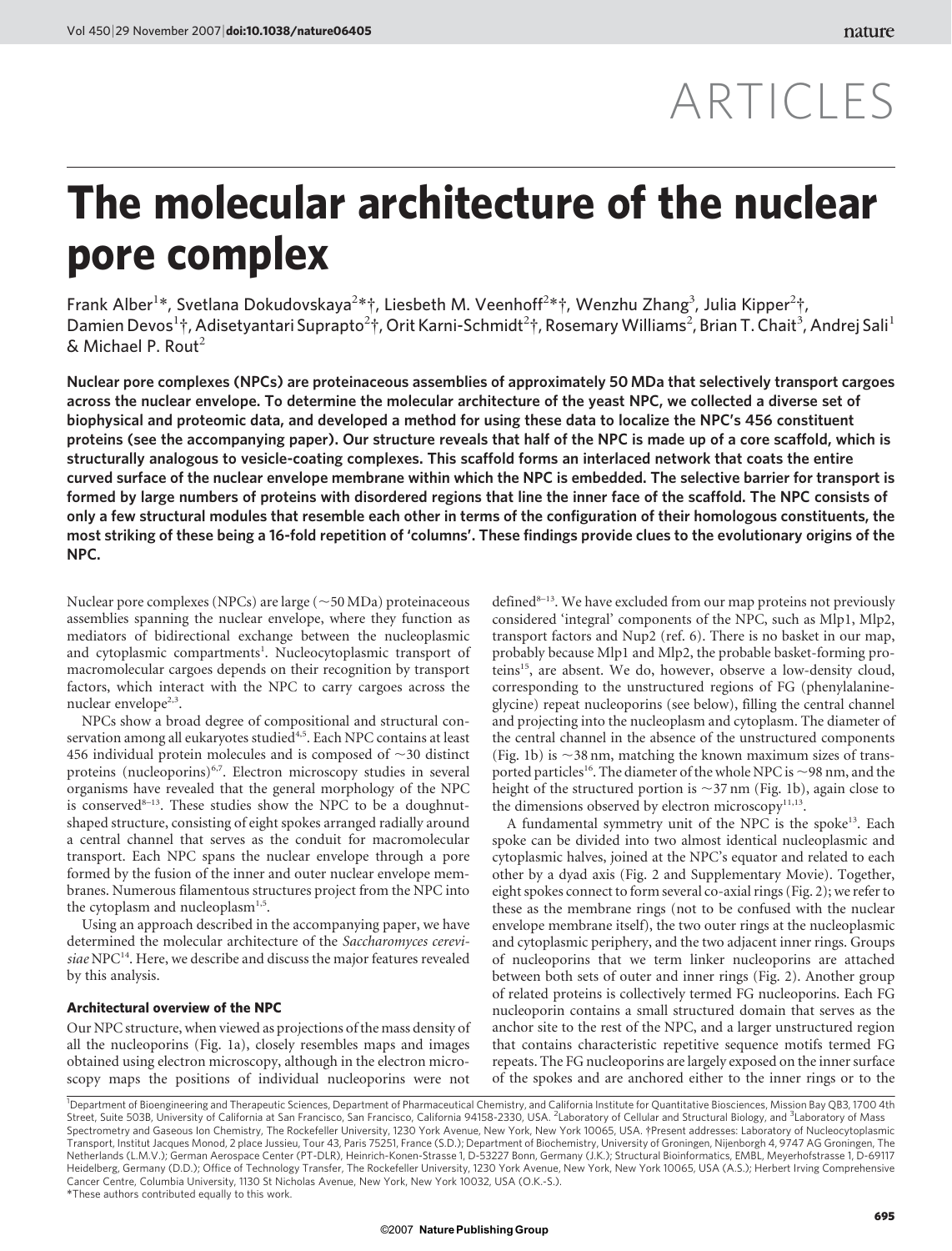# ARTICLES

# The molecular architecture of the nuclear pore complex

Frank Alber[1]*, Svetlana Dokudovskaya[2]*†, Liesbeth M. Veenhoff[2]*†, Wenzhu Zhang[3], Julia Kipper[2]†, Damien Devos[1]†, Adisetyantari Suprapto[2]†, Orit Karni-Schmidt[2]†, Rosemary Williams[2], Brian T. Chait[3], Andrej Sali[1] & Michael P. Rout[2]

**Nuclear pore complexes (NPCs) are proteinaceous assemblies of approximately 50 MDa that selectively transport cargoes across the nuclear envelope. To determine the molecular architecture of the yeast NPC, we collected a diverse set of biophysical and proteomic data, and developed a method for using these data to localize the NPC's 456 constituent proteins (see the accompanying paper). Our structure reveals that half of the NPC is made up of a core scaffold, which is structurally analogous to vesicle-coating complexes. This scaffold forms an interlaced network that coats the entire curved surface of the nuclear envelope membrane within which the NPC is embedded. The selective barrier for transport is formed by large numbers of proteins with disordered regions that line the inner face of the scaffold. The NPC consists of only a few structural modules that resemble each other in terms of the configuration of their homologous constituents, the most striking of these being a 16-fold repetition of 'columns'. These findings provide clues to the evolutionary origins of the NPC.**

Nuclear pore complexes (NPCs) are large (~50 MDa) proteinaceous assemblies spanning the nuclear envelope, where they function as mediators of bidirectional exchange between the nucleoplasmic and cytoplasmic compartments[1]. Nucleocytoplasmic transport of macromolecular cargoes depends on their recognition by transport factors, which interact with the NPC to carry cargoes across the nuclear envelope[2,3].

NPCs show a broad degree of compositional and structural conservation among all eukaryotes studied[4,5]. Each NPC contains at least 456 individual protein molecules and is composed of ~30 distinct proteins (nucleoporins)[6,7]. Electron microscopy studies in several organisms have revealed that the general morphology of the NPC is conserved[8–13]. These studies show the NPC to be a doughnut-shaped structure, consisting of eight spokes arranged radially around a central channel that serves as the conduit for macromolecular transport. Each NPC spans the nuclear envelope through a pore formed by the fusion of the inner and outer nuclear envelope membranes. Numerous filamentous structures project from the NPC into the cytoplasm and nucleoplasm[1,5].

Using an approach described in the accompanying paper, we have determined the molecular architecture of the *Saccharomyces cerevisiae* NPC[14]. Here, we describe and discuss the major features revealed by this analysis.

## Architectural overview of the NPC

Our NPC structure, when viewed as projections of the mass density of all the nucleoporins (Fig. 1a), closely resembles maps and images obtained using electron microscopy, although in the electron microscopy maps the positions of individual nucleoporins were not defined[8–13]. We have excluded from our map proteins not previously considered 'integral' components of the NPC, such as Mlp1, Mlp2, transport factors and Nup2 (ref. 6). There is no basket in our map, probably because Mlp1 and Mlp2, the probable basket-forming proteins[15], are absent. We do, however, observe a low-density cloud, corresponding to the unstructured regions of FG (phenylalanine-glycine) repeat nucleoporins (see below), filling the central channel and projecting into the nucleoplasm and cytoplasm. The diameter of the central channel in the absence of the unstructured components (Fig. 1b) is ~38 nm, matching the known maximum sizes of transported particles[16]. The diameter of the whole NPC is ~98 nm, and the height of the structured portion is ~37 nm (Fig. 1b), again close to the dimensions observed by electron microscopy[11,13].

A fundamental symmetry unit of the NPC is the spoke[13]. Each spoke can be divided into two almost identical nucleoplasmic and cytoplasmic halves, joined at the NPC's equator and related to each other by a dyad axis (Fig. 2 and Supplementary Movie). Together, eight spokes connect to form several co-axial rings (Fig. 2); we refer to these as the membrane rings (not to be confused with the nuclear envelope membrane itself), the two outer rings at the nucleoplasmic and cytoplasmic periphery, and the two adjacent inner rings. Groups of nucleoporins that we term linker nucleoporins are attached between both sets of outer and inner rings (Fig. 2). Another group of related proteins is collectively termed FG nucleoporins. Each FG nucleoporin contains a small structured domain that serves as the anchor site to the rest of the NPC, and a larger unstructured region that contains characteristic repetitive sequence motifs termed FG repeats. The FG nucleoporins are largely exposed on the inner surface of the spokes and are anchored either to the inner rings or to the

[1]Department of Bioengineering and Therapeutic Sciences, Department of Pharmaceutical Chemistry, and California Institute for Quantitative Biosciences, Mission Bay QB3, 1700 4th Street, Suite 503B, University of California at San Francisco, San Francisco, California 94158-2330, USA. [2]Laboratory of Cellular and Structural Biology, and [3]Laboratory of Mass Spectrometry and Gaseous Ion Chemistry, The Rockefeller University, 1230 York Avenue, New York, New York 10065, USA. †Present addresses: Laboratory of Nucleocytoplasmic Transport, Institut Jacques Monod, 2 place Jussieu, Tour 43, Paris 75251, France (S.D.); Department of Biochemistry, University of Groningen, Nijenborgh 4, 9747 AG Groningen, The Netherlands (L.M.V.); German Aerospace Center (PT-DLR), Heinrich-Konen-Strasse 1, D-53227 Bonn, Germany (J.K.); Structural Bioinformatics, EMBL, Meyerhofstrasse 1, D-69117 Heidelberg, Germany (D.D.); Office of Technology Transfer, The Rockefeller University, 1230 York Avenue, New York, New York 10065, USA (A.S.); Herbert Irving Comprehensive Cancer Centre, Columbia University, 1130 St Nicholas Avenue, New York, New York 10032, USA (O.K.-S.).
*These authors contributed equally to this work.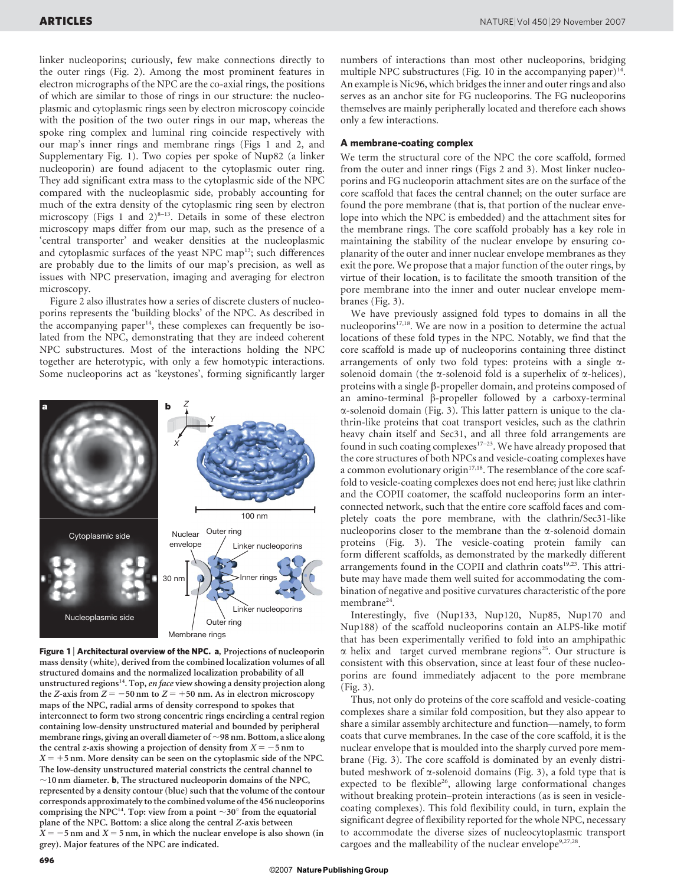linker nucleoporins; curiously, few make connections directly to the outer rings (Fig. 2). Among the most prominent features in electron micrographs of the NPC are the co-axial rings, the positions of which are similar to those of rings in our structure: the nucleoplasmic and cytoplasmic rings seen by electron microscopy coincide with the position of the two outer rings in our map, whereas the spoke ring complex and luminal ring coincide respectively with our map's inner rings and membrane rings (Figs 1 and 2, and Supplementary Fig. 1). Two copies per spoke of Nup82 (a linker nucleoporin) are found adjacent to the cytoplasmic outer ring. They add significant extra mass to the cytoplasmic side of the NPC compared with the nucleoplasmic side, probably accounting for much of the extra density of the cytoplasmic ring seen by electron microscopy (Figs 1 and 2)[8–13]. Details in some of these electron microscopy maps differ from our map, such as the presence of a 'central transporter' and weaker densities at the nucleoplasmic and cytoplasmic surfaces of the yeast NPC map[13]; such differences are probably due to the limits of our map's precision, as well as issues with NPC preservation, imaging and averaging for electron microscopy.

Figure 2 also illustrates how a series of discrete clusters of nucleoporins represents the 'building blocks' of the NPC. As described in the accompanying paper[14], these complexes can frequently be isolated from the NPC, demonstrating that they are indeed coherent NPC substructures. Most of the interactions holding the NPC together are heterotypic, with only a few homotypic interactions. Some nucleoporins act as 'keystones', forming significantly larger numbers of interactions than most other nucleoporins, bridging multiple NPC substructures (Fig. 10 in the accompanying paper)[14]. An example is Nic96, which bridges the inner and outer rings and also serves as an anchor site for FG nucleoporins. The FG nucleoporins themselves are mainly peripherally located and therefore each shows only a few interactions.

**Figure 1 | Architectural overview of the NPC. a**, Projections of nucleoporin mass density (white), derived from the combined localization volumes of all structured domains and the normalized localization probability of all unstructured regions[14]. Top, *en face* view showing a density projection along the *Z*-axis from $Z = -50$ nm to $Z = +50$ nm. As in electron microscopy maps of the NPC, radial arms of density correspond to spokes that interconnect to form two strong concentric rings encircling a central region containing low-density unstructured material and bounded by peripheral membrane rings, giving an overall diameter of ~98 nm. Bottom, a slice along the central *z*-axis showing a projection of density from $X = -5$ nm to $X = +5$ nm. More density can be seen on the cytoplasmic side of the NPC. The low-density unstructured material constricts the central channel to ~10 nm diameter. **b**, The structured nucleoporin domains of the NPC, represented by a density contour (blue) such that the volume of the contour corresponds approximately to the combined volume of the 456 nucleoporins comprising the NPC[14]. Top: view from a point ~30° from the equatorial plane of the NPC. Bottom: a slice along the central *Z*-axis between $X = -5$ nm and $X = 5$ nm, in which the nuclear envelope is also shown (in grey). Major features of the NPC are indicated.

## A membrane-coating complex

We term the structural core of the NPC the core scaffold, formed from the outer and inner rings (Figs 2 and 3). Most linker nucleoporins and FG nucleoporin attachment sites are on the surface of the core scaffold that faces the central channel; on the outer surface are found the pore membrane (that is, that portion of the nuclear envelope into which the NPC is embedded) and the attachment sites for the membrane rings. The core scaffold probably has a key role in maintaining the stability of the nuclear envelope by ensuring coplanarity of the outer and inner nuclear envelope membranes as they exit the pore. We propose that a major function of the outer rings, by virtue of their location, is to facilitate the smooth transition of the pore membrane into the inner and outer nuclear envelope membranes (Fig. 3).

We have previously assigned fold types to domains in all the nucleoporins[17,18]. We are now in a position to determine the actual locations of these fold types in the NPC. Notably, we find that the core scaffold is made up of nucleoporins containing three distinct arrangements of only two fold types: proteins with a single α-solenoid domain (the α-solenoid fold is a superhelix of α-helices), proteins with a single β-propeller domain, and proteins composed of an amino-terminal β-propeller followed by a carboxy-terminal α-solenoid domain (Fig. 3). This latter pattern is unique to the clathrin-like proteins that coat transport vesicles, such as the clathrin heavy chain itself and Sec31, and all three fold arrangements are found in such coating complexes[17–23]. We have already proposed that the core structures of both NPCs and vesicle-coating complexes have a common evolutionary origin[17,18]. The resemblance of the core scaffold to vesicle-coating complexes does not end here; just like clathrin and the COPII coatomer, the scaffold nucleoporins form an interconnected network, such that the entire core scaffold faces and completely coats the pore membrane, with the clathrin/Sec31-like nucleoporins closer to the membrane than the α-solenoid domain proteins (Fig. 3). The vesicle-coating protein family can form different scaffolds, as demonstrated by the markedly different arrangements found in the COPII and clathrin coats[19,23]. This attribute may have made them well suited for accommodating the combination of negative and positive curvatures characteristic of the pore membrane[24].

Interestingly, five (Nup133, Nup120, Nup85, Nup170 and Nup188) of the scaffold nucleoporins contain an ALPS-like motif that has been experimentally verified to fold into an amphipathic α helix and target curved membrane regions[25]. Our structure is consistent with this observation, since at least four of these nucleoporins are found immediately adjacent to the pore membrane (Fig. 3).

Thus, not only do proteins of the core scaffold and vesicle-coating complexes share a similar fold composition, but they also appear to share a similar assembly architecture and function—namely, to form coats that curve membranes. In the case of the core scaffold, it is the nuclear envelope that is moulded into the sharply curved pore membrane (Fig. 3). The core scaffold is dominated by an evenly distributed meshwork of α-solenoid domains (Fig. 3), a fold type that is expected to be flexible[26], allowing large conformational changes without breaking protein–protein interactions (as is seen in vesicle-coating complexes). This fold flexibility could, in turn, explain the significant degree of flexibility reported for the whole NPC, necessary to accommodate the diverse sizes of nucleocytoplasmic transport cargoes and the malleability of the nuclear envelope[9,27,28].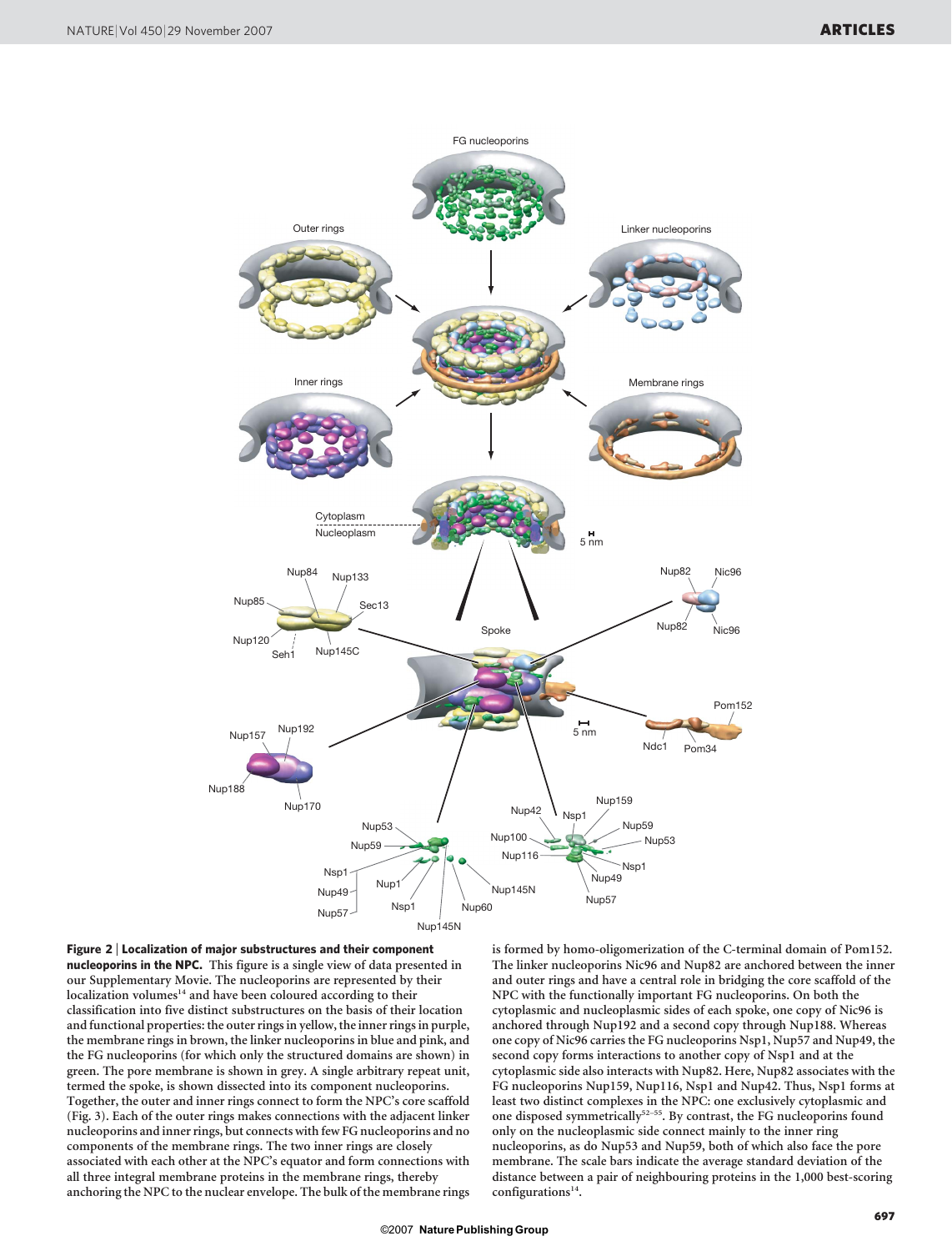**Figure 2 | Localization of major substructures and their component nucleoporins in the NPC.** This figure is a single view of data presented in our Supplementary Movie. The nucleoporins are represented by their localization volumes[14] and have been coloured according to their classification into five distinct substructures on the basis of their location and functional properties: the outer rings in yellow, the inner rings in purple, the membrane rings in brown, the linker nucleoporins in blue and pink, and the FG nucleoporins (for which only the structured domains are shown) in green. The pore membrane is shown in grey. A single arbitrary repeat unit, termed the spoke, is shown dissected into its component nucleoporins. Together, the outer and inner rings connect to form the NPC's core scaffold (Fig. 3). Each of the outer rings makes connections with the adjacent linker nucleoporins and inner rings, but connects with few FG nucleoporins and no components of the membrane rings. The two inner rings are closely associated with each other at the NPC's equator and form connections with all three integral membrane proteins in the membrane rings, thereby anchoring the NPC to the nuclear envelope. The bulk of the membrane rings is formed by homo-oligomerization of the C-terminal domain of Pom152. The linker nucleoporins Nic96 and Nup82 are anchored between the inner and outer rings and have a central role in bridging the core scaffold of the NPC with the functionally important FG nucleoporins. On both the cytoplasmic and nucleoplasmic sides of each spoke, one copy of Nic96 is anchored through Nup192 and a second copy through Nup188. Whereas one copy of Nic96 carries the FG nucleoporins Nsp1, Nup57 and Nup49, the second copy forms interactions to another copy of Nsp1 and at the cytoplasmic side also interacts with Nup82. Here, Nup82 associates with the FG nucleoporins Nup159, Nup116, Nsp1 and Nup42. Thus, Nsp1 forms at least two distinct complexes in the NPC: one exclusively cytoplasmic and one disposed symmetrically[52–55]. By contrast, the FG nucleoporins found only on the nucleoplasmic side connect mainly to the inner ring nucleoporins, as do Nup53 and Nup59, both of which also face the pore membrane. The scale bars indicate the average standard deviation of the distance between a pair of neighbouring proteins in the 1,000 best-scoring configurations[14].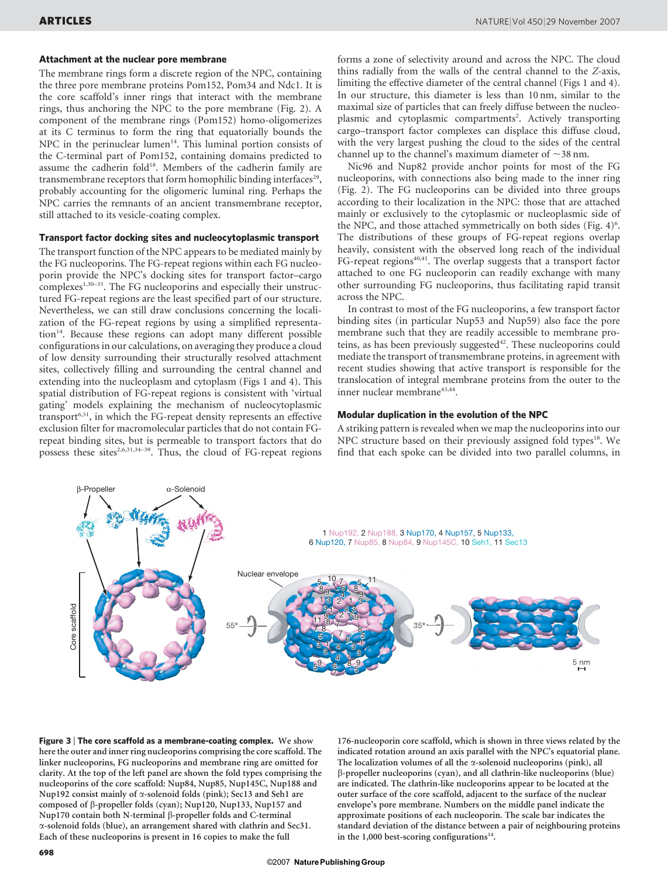### Attachment at the nuclear pore membrane

The membrane rings form a discrete region of the NPC, containing the three pore membrane proteins Pom152, Pom34 and Ndc1. It is the core scaffold's inner rings that interact with the membrane rings, thus anchoring the NPC to the pore membrane (Fig. 2). A component of the membrane rings (Pom152) homo-oligomerizes at its C terminus to form the ring that equatorially bounds the NPC in the perinuclear lumen[14]. This luminal portion consists of the C-terminal part of Pom152, containing domains predicted to assume the cadherin fold[18]. Members of the cadherin family are transmembrane receptors that form homophilic binding interfaces[29], probably accounting for the oligomeric luminal ring. Perhaps the NPC carries the remnants of an ancient transmembrane receptor, still attached to its vesicle-coating complex.

### Transport factor docking sites and nucleocytoplasmic transport

The transport function of the NPC appears to be mediated mainly by the FG nucleoporins. The FG-repeat regions within each FG nucleoporin provide the NPC's docking sites for transport factor–cargo complexes[1,30–33]. The FG nucleoporins and especially their unstructured FG-repeat regions are the least specified part of our structure. Nevertheless, we can still draw conclusions concerning the localization of the FG-repeat regions by using a simplified representation[14]. Because these regions can adopt many different possible configurations in our calculations, on averaging they produce a cloud of low density surrounding their structurally resolved attachment sites, collectively filling and surrounding the central channel and extending into the nucleoplasm and cytoplasm (Figs 1 and 4). This spatial distribution of FG-repeat regions is consistent with 'virtual gating' models explaining the mechanism of nucleocytoplasmic transport[6,31], in which the FG-repeat density represents an effective exclusion filter for macromolecular particles that do not contain FG-repeat binding sites, but is permeable to transport factors that do possess these sites[2,6,31,34–39]. Thus, the cloud of FG-repeat regions forms a zone of selectivity around and across the NPC. The cloud thins radially from the walls of the central channel to the Z-axis, limiting the effective diameter of the central channel (Figs 1 and 4). In our structure, this diameter is less than 10 nm, similar to the maximal size of particles that can freely diffuse between the nucleoplasmic and cytoplasmic compartments[2]. Actively transporting cargo–transport factor complexes can displace this diffuse cloud, with the very largest pushing the cloud to the sides of the central channel up to the channel's maximum diameter of ~38 nm.

Nic96 and Nup82 provide anchor points for most of the FG nucleoporins, with connections also being made to the inner ring (Fig. 2). The FG nucleoporins can be divided into three groups according to their localization in the NPC: those that are attached mainly or exclusively to the cytoplasmic or nucleoplasmic side of the NPC, and those attached symmetrically on both sides (Fig. 4)[6]. The distributions of these groups of FG-repeat regions overlap heavily, consistent with the observed long reach of the individual FG-repeat regions[40,41]. The overlap suggests that a transport factor attached to one FG nucleoporin can readily exchange with many other surrounding FG nucleoporins, thus facilitating rapid transit across the NPC.

In contrast to most of the FG nucleoporins, a few transport factor binding sites (in particular Nup53 and Nup59) also face the pore membrane such that they are readily accessible to membrane proteins, as has been previously suggested[42]. These nucleoporins could mediate the transport of transmembrane proteins, in agreement with recent studies showing that active transport is responsible for the translocation of integral membrane proteins from the outer to the inner nuclear membrane[43,44].

### Modular duplication in the evolution of the NPC

A striking pattern is revealed when we map the nucleoporins into our NPC structure based on their previously assigned fold types[18]. We find that each spoke can be divided into two parallel columns, in

**Figure 3 | The core scaffold as a membrane-coating complex.** We show here the outer and inner ring nucleoporins comprising the core scaffold. The linker nucleoporins, FG nucleoporins and membrane ring are omitted for clarity. At the top of the left panel are shown the fold types comprising the nucleoporins of the core scaffold: Nup84, Nup85, Nup145C, Nup188 and Nup192 consist mainly of α-solenoid folds (pink); Sec13 and Seh1 are composed of β-propeller folds (cyan); Nup120, Nup133, Nup157 and Nup170 contain both N-terminal β-propeller folds and C-terminal α-solenoid folds (blue), an arrangement shared with clathrin and Sec31. Each of these nucleoporins is present in 16 copies to make the full 176-nucleoporin core scaffold, which is shown in three views related by the indicated rotation around an axis parallel with the NPC's equatorial plane. The localization volumes of all the α-solenoid nucleoporins (pink), all β-propeller nucleoporins (cyan), and all clathrin-like nucleoporins (blue) are indicated. The clathrin-like nucleoporins appear to be located at the outer surface of the core scaffold, adjacent to the surface of the nuclear envelope's pore membrane. Numbers on the middle panel indicate the approximate positions of each nucleoporin. The scale bar indicates the standard deviation of the distance between a pair of neighbouring proteins in the 1,000 best-scoring configurations[14].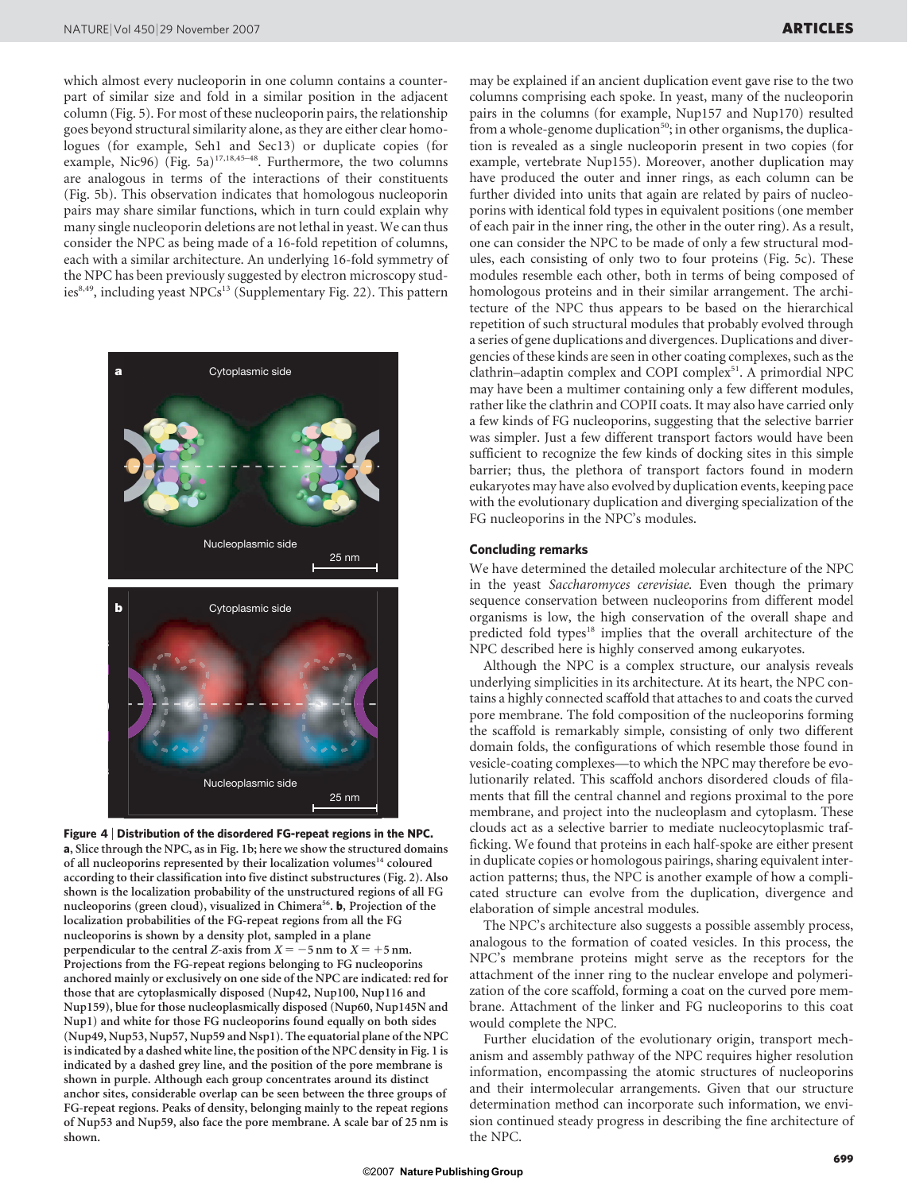which almost every nucleoporin in one column contains a counterpart of similar size and fold in a similar position in the adjacent column (Fig. 5). For most of these nucleoporin pairs, the relationship goes beyond structural similarity alone, as they are either clear homologues (for example, Seh1 and Sec13) or duplicate copies (for example, Nic96) (Fig. 5a)[17,18,45–48]. Furthermore, the two columns are analogous in terms of the interactions of their constituents (Fig. 5b). This observation indicates that homologous nucleoporin pairs may share similar functions, which in turn could explain why many single nucleoporin deletions are not lethal in yeast. We can thus consider the NPC as being made of a 16-fold repetition of columns, each with a similar architecture. An underlying 16-fold symmetry of the NPC has been previously suggested by electron microscopy studies[8,49], including yeast NPCs[13] (Supplementary Fig. 22). This pattern may be explained if an ancient duplication event gave rise to the two columns comprising each spoke. In yeast, many of the nucleoporin pairs in the columns (for example, Nup157 and Nup170) resulted from a whole-genome duplication[50]; in other organisms, the duplication is revealed as a single nucleoporin present in two copies (for example, vertebrate Nup155). Moreover, another duplication may have produced the outer and inner rings, as each column can be further divided into units that again are related by pairs of nucleoporins with identical fold types in equivalent positions (one member of each pair in the inner ring, the other in the outer ring). As a result, one can consider the NPC to be made of only a few structural modules, each consisting of only two to four proteins (Fig. 5c). These modules resemble each other, both in terms of being composed of homologous proteins and in their similar arrangement. The architecture of the NPC thus appears to be based on the hierarchical repetition of such structural modules that probably evolved through a series of gene duplications and divergences. Duplications and divergencies of these kinds are seen in other coating complexes, such as the clathrin–adaptin complex and COPI complex[51]. A primordial NPC may have been a multimer containing only a few different modules, rather like the clathrin and COPII coats. It may also have carried only a few kinds of FG nucleoporins, suggesting that the selective barrier was simpler. Just a few different transport factors would have been sufficient to recognize the few kinds of docking sites in this simple barrier; thus, the plethora of transport factors found in modern eukaryotes may have also evolved by duplication events, keeping pace with the evolutionary duplication and diverging specialization of the FG nucleoporins in the NPC's modules.

**Figure 4 | Distribution of the disordered FG-repeat regions in the NPC.** **a**, Slice through the NPC, as in Fig. 1b; here we show the structured domains of all nucleoporins represented by their localization volumes[14] coloured according to their classification into five distinct substructures (Fig. 2). Also shown is the localization probability of the unstructured regions of all FG nucleoporins (green cloud), visualized in Chimera[56]. **b**, Projection of the localization probabilities of the FG-repeat regions from all the FG nucleoporins is shown by a density plot, sampled in a plane perpendicular to the central $Z$-axis from $X = -5$ nm to $X = +5$ nm. Projections from the FG-repeat regions belonging to FG nucleoporins anchored mainly or exclusively on one side of the NPC are indicated: red for those that are cytoplasmically disposed (Nup42, Nup100, Nup116 and Nup159), blue for those nucleoplasmically disposed (Nup60, Nup145N and Nup1) and white for those FG nucleoporins found equally on both sides (Nup49, Nup53, Nup57, Nup59 and Nsp1). The equatorial plane of the NPC is indicated by a dashed white line, the position of the NPC density in Fig. 1 is indicated by a dashed grey line, and the position of the pore membrane is shown in purple. Although each group concentrates around its distinct anchor sites, considerable overlap can be seen between the three groups of FG-repeat regions. Peaks of density, belonging mainly to the repeat regions of Nup53 and Nup59, also face the pore membrane. A scale bar of 25 nm is shown.

## Concluding remarks

We have determined the detailed molecular architecture of the NPC in the yeast *Saccharomyces cerevisiae*. Even though the primary sequence conservation between nucleoporins from different model organisms is low, the high conservation of the overall shape and predicted fold types[18] implies that the overall architecture of the NPC described here is highly conserved among eukaryotes.

Although the NPC is a complex structure, our analysis reveals underlying simplicities in its architecture. At its heart, the NPC contains a highly connected scaffold that attaches to and coats the curved pore membrane. The fold composition of the nucleoporins forming the scaffold is remarkably simple, consisting of only two different domain folds, the configurations of which resemble those found in vesicle-coating complexes—to which the NPC may therefore be evolutionarily related. This scaffold anchors disordered clouds of filaments that fill the central channel and regions proximal to the pore membrane, and project into the nucleoplasm and cytoplasm. These clouds act as a selective barrier to mediate nucleocytoplasmic trafficking. We found that proteins in each half-spoke are either present in duplicate copies or homologous pairings, sharing equivalent interaction patterns; thus, the NPC is another example of how a complicated structure can evolve from the duplication, divergence and elaboration of simple ancestral modules.

The NPC's architecture also suggests a possible assembly process, analogous to the formation of coated vesicles. In this process, the NPC's membrane proteins might serve as the receptors for the attachment of the inner ring to the nuclear envelope and polymerization of the core scaffold, forming a coat on the curved pore membrane. Attachment of the linker and FG nucleoporins to this coat would complete the NPC.

Further elucidation of the evolutionary origin, transport mechanism and assembly pathway of the NPC requires higher resolution information, encompassing the atomic structures of nucleoporins and their intermolecular arrangements. Given that our structure determination method can incorporate such information, we envision continued steady progress in describing the fine architecture of the NPC.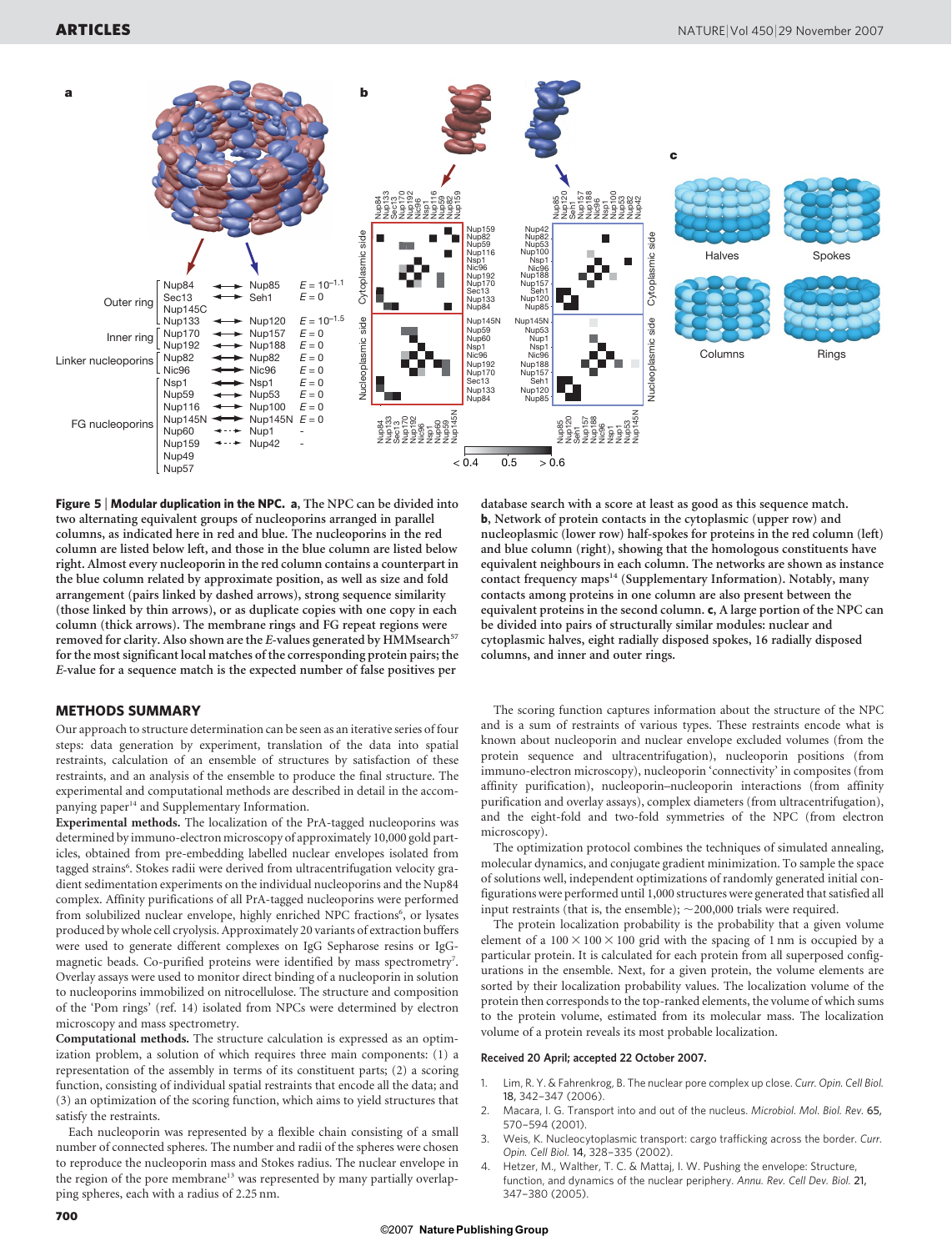**Figure 5 | Modular duplication in the NPC. a**, The NPC can be divided into two alternating equivalent groups of nucleoporins arranged in parallel columns, as indicated here in red and blue. The nucleoporins in the red column are listed below left, and those in the blue column are listed below right. Almost every nucleoporin in the red column contains a counterpart in the blue column related by approximate position, as well as size and fold arrangement (pairs linked by dashed arrows), strong sequence similarity (those linked by thin arrows), or as duplicate copies with one copy in each column (thick arrows). The membrane rings and FG repeat regions were removed for clarity. Also shown are the $E$-values generated by HMMsearch[57] for the most significant local matches of the corresponding protein pairs; the $E$-value for a sequence match is the expected number of false positives per database search with a score at least as good as this sequence match. **b**, Network of protein contacts in the cytoplasmic (upper row) and nucleoplasmic (lower row) half-spokes for proteins in the red column (left) and blue column (right), showing that the homologous constituents have equivalent neighbours in each column. The networks are shown as instance contact frequency maps[14] (Supplementary Information). Notably, many contacts among proteins in one column are also present between the equivalent proteins in the second column. **c**, A large portion of the NPC can be divided into pairs of structurally similar modules: nuclear and cytoplasmic halves, eight radially disposed spokes, 16 radially disposed columns, and inner and outer rings.

## METHODS SUMMARY

Our approach to structure determination can be seen as an iterative series of four steps: data generation by experiment, translation of the data into spatial restraints, calculation of an ensemble of structures by satisfaction of these restraints, and an analysis of the ensemble to produce the final structure. The experimental and computational methods are described in detail in the accompanying paper[14] and Supplementary Information.

**Experimental methods.** The localization of the PrA-tagged nucleoporins was determined by immuno-electron microscopy of approximately 10,000 gold particles, obtained from pre-embedding labelled nuclear envelopes isolated from tagged strains[6]. Stokes radii were derived from ultracentrifugation velocity gradient sedimentation experiments on the individual nucleoporins and the Nup84 complex. Affinity purifications of all PrA-tagged nucleoporins were performed from solubilized nuclear envelope, highly enriched NPC fractions[6], or lysates produced by whole cell cryolysis. Approximately 20 variants of extraction buffers were used to generate different complexes on IgG Sepharose resins or IgG-magnetic beads. Co-purified proteins were identified by mass spectrometry[7]. Overlay assays were used to monitor direct binding of a nucleoporin in solution to nucleoporins immobilized on nitrocellulose. The structure and composition of the 'Pom rings' (ref. 14) isolated from NPCs were determined by electron microscopy and mass spectrometry.

**Computational methods.** The structure calculation is expressed as an optimization problem, a solution of which requires three main components: (1) a representation of the assembly in terms of its constituent parts; (2) a scoring function, consisting of individual spatial restraints that encode all the data; and (3) an optimization of the scoring function, which aims to yield structures that satisfy the restraints.

Each nucleoporin was represented by a flexible chain consisting of a small number of connected spheres. The number and radii of the spheres were chosen to reproduce the nucleoporin mass and Stokes radius. The nuclear envelope in the region of the pore membrane[13] was represented by many partially overlapping spheres, each with a radius of 2.25 nm.

The scoring function captures information about the structure of the NPC and is a sum of restraints of various types. These restraints encode what is known about nucleoporin and nuclear envelope excluded volumes (from the protein sequence and ultracentrifugation), nucleoporin positions (from immuno-electron microscopy), nucleoporin 'connectivity' in composites (from affinity purification), nucleoporin–nucleoporin interactions (from affinity purification and overlay assays), complex diameters (from ultracentrifugation), and the eight-fold and two-fold symmetries of the NPC (from electron microscopy).

The optimization protocol combines the techniques of simulated annealing, molecular dynamics, and conjugate gradient minimization. To sample the space of solutions well, independent optimizations of randomly generated initial configurations were performed until 1,000 structures were generated that satisfied all input restraints (that is, the ensemble); ~200,000 trials were required.

The protein localization probability is the probability that a given volume element of a $100 \times 100 \times 100$ grid with the spacing of 1 nm is occupied by a particular protein. It is calculated for each protein from all superposed configurations in the ensemble. Next, for a given protein, the volume elements are sorted by their localization probability values. The localization volume of the protein then corresponds to the top-ranked elements, the volume of which sums to the protein volume, estimated from its molecular mass. The localization volume of a protein reveals its most probable localization.

**Received 20 April; accepted 22 October 2007.**

1. Lim, R. Y. & Fahrenkrog, B. The nuclear pore complex up close. *Curr. Opin. Cell Biol.* **18**, 342–347 (2006).
2. Macara, I. G. Transport into and out of the nucleus. *Microbiol. Mol. Biol. Rev.* **65**, 570–594 (2001).
3. Weis, K. Nucleocytoplasmic transport: cargo trafficking across the border. *Curr. Opin. Cell Biol.* **14**, 328–335 (2002).
4. Hetzer, M., Walther, T. C. & Mattaj, I. W. Pushing the envelope: Structure, function, and dynamics of the nuclear periphery. *Annu. Rev. Cell Dev. Biol.* **21**, 347–380 (2005).